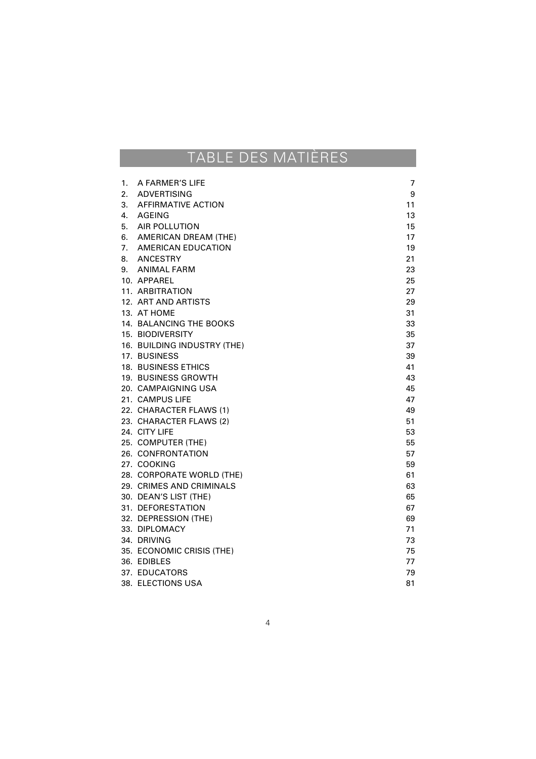# TABLE DES MATIÈRES

| | | |
|---|---|---|
| 1. | A FARMER'S LIFE | 7 |
| 2. | ADVERTISING | 9 |
| 3. | AFFIRMATIVE ACTION | 11 |
| 4. | AGEING | 13 |
| 5. | AIR POLLUTION | 15 |
| 6. | AMERICAN DREAM (THE) | 17 |
| 7. | AMERICAN EDUCATION | 19 |
| 8. | ANCESTRY | 21 |
| 9. | ANIMAL FARM | 23 |
| 10. | APPAREL | 25 |
| 11. | ARBITRATION | 27 |
| 12. | ART AND ARTISTS | 29 |
| 13. | AT HOME | 31 |
| 14. | BALANCING THE BOOKS | 33 |
| 15. | BIODIVERSITY | 35 |
| 16. | BUILDING INDUSTRY (THE) | 37 |
| 17. | BUSINESS | 39 |
| 18. | BUSINESS ETHICS | 41 |
| 19. | BUSINESS GROWTH | 43 |
| 20. | CAMPAIGNING USA | 45 |
| 21. | CAMPUS LIFE | 47 |
| 22. | CHARACTER FLAWS (1) | 49 |
| 23. | CHARACTER FLAWS (2) | 51 |
| 24. | CITY LIFE | 53 |
| 25. | COMPUTER (THE) | 55 |
| 26. | CONFRONTATION | 57 |
| 27. | COOKING | 59 |
| 28. | CORPORATE WORLD (THE) | 61 |
| 29. | CRIMES AND CRIMINALS | 63 |
| 30. | DEAN'S LIST (THE) | 65 |
| 31. | DEFORESTATION | 67 |
| 32. | DEPRESSION (THE) | 69 |
| 33. | DIPLOMACY | 71 |
| 34. | DRIVING | 73 |
| 35. | ECONOMIC CRISIS (THE) | 75 |
| 36. | EDIBLES | 77 |
| 37. | EDUCATORS | 79 |
| 38. | ELECTIONS USA | 81 |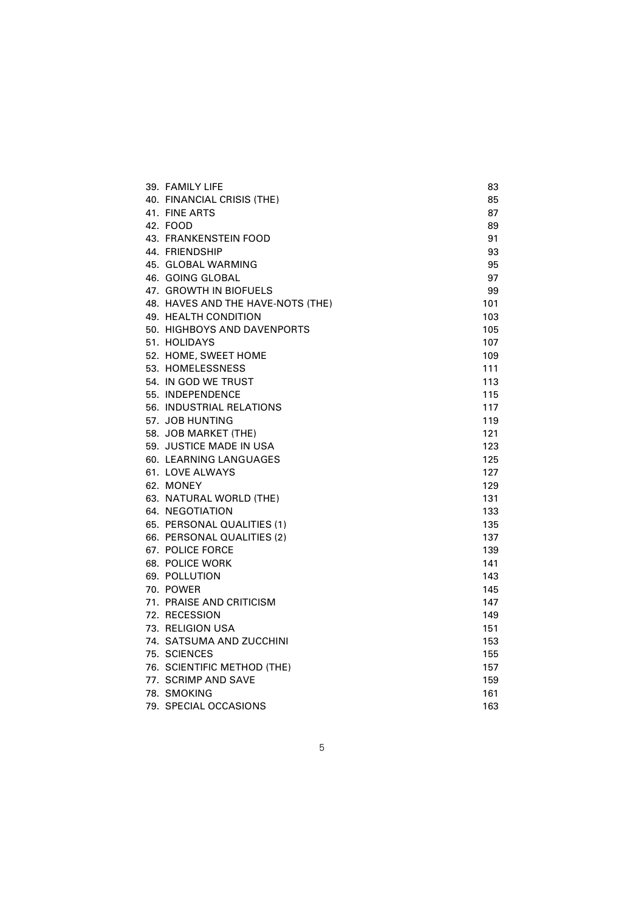| | |
|---|---|
| 39. FAMILY LIFE | 83 |
| 40. FINANCIAL CRISIS (THE) | 85 |
| 41. FINE ARTS | 87 |
| 42. FOOD | 89 |
| 43. FRANKENSTEIN FOOD | 91 |
| 44. FRIENDSHIP | 93 |
| 45. GLOBAL WARMING | 95 |
| 46. GOING GLOBAL | 97 |
| 47. GROWTH IN BIOFUELS | 99 |
| 48. HAVES AND THE HAVE-NOTS (THE) | 101 |
| 49. HEALTH CONDITION | 103 |
| 50. HIGHBOYS AND DAVENPORTS | 105 |
| 51. HOLIDAYS | 107 |
| 52. HOME, SWEET HOME | 109 |
| 53. HOMELESSNESS | 111 |
| 54. IN GOD WE TRUST | 113 |
| 55. INDEPENDENCE | 115 |
| 56. INDUSTRIAL RELATIONS | 117 |
| 57. JOB HUNTING | 119 |
| 58. JOB MARKET (THE) | 121 |
| 59. JUSTICE MADE IN USA | 123 |
| 60. LEARNING LANGUAGES | 125 |
| 61. LOVE ALWAYS | 127 |
| 62. MONEY | 129 |
| 63. NATURAL WORLD (THE) | 131 |
| 64. NEGOTIATION | 133 |
| 65. PERSONAL QUALITIES (1) | 135 |
| 66. PERSONAL QUALITIES (2) | 137 |
| 67. POLICE FORCE | 139 |
| 68. POLICE WORK | 141 |
| 69. POLLUTION | 143 |
| 70. POWER | 145 |
| 71. PRAISE AND CRITICISM | 147 |
| 72. RECESSION | 149 |
| 73. RELIGION USA | 151 |
| 74. SATSUMA AND ZUCCHINI | 153 |
| 75. SCIENCES | 155 |
| 76. SCIENTIFIC METHOD (THE) | 157 |
| 77. SCRIMP AND SAVE | 159 |
| 78. SMOKING | 161 |
| 79. SPECIAL OCCASIONS | 163 |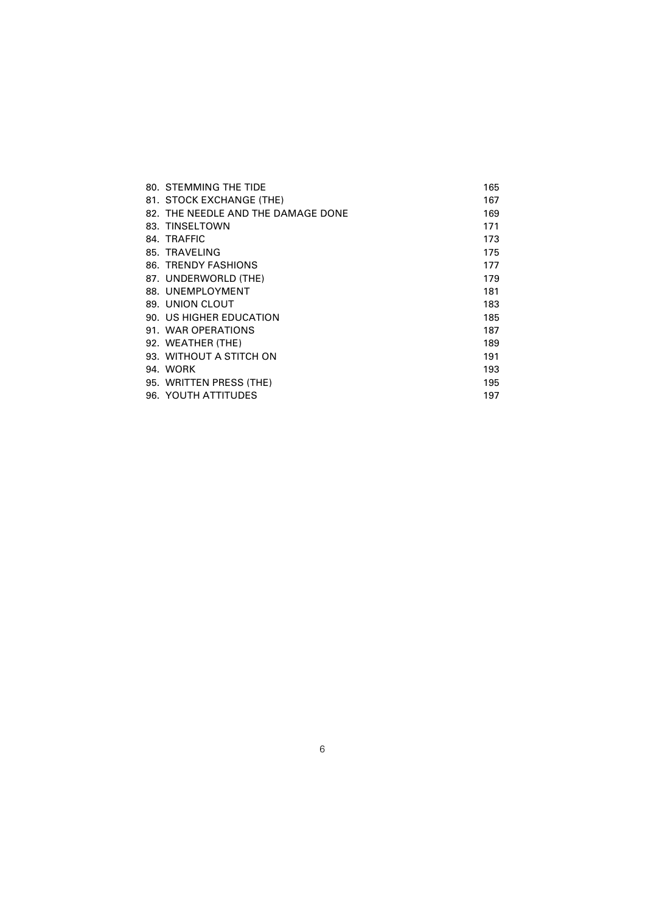| | | |
|---|---|---|
| 80. | STEMMING THE TIDE | 165 |
| 81. | STOCK EXCHANGE (THE) | 167 |
| 82. | THE NEEDLE AND THE DAMAGE DONE | 169 |
| 83. | TINSELTOWN | 171 |
| 84. | TRAFFIC | 173 |
| 85. | TRAVELING | 175 |
| 86. | TRENDY FASHIONS | 177 |
| 87. | UNDERWORLD (THE) | 179 |
| 88. | UNEMPLOYMENT | 181 |
| 89. | UNION CLOUT | 183 |
| 90. | US HIGHER EDUCATION | 185 |
| 91. | WAR OPERATIONS | 187 |
| 92. | WEATHER (THE) | 189 |
| 93. | WITHOUT A STITCH ON | 191 |
| 94. | WORK | 193 |
| 95. | WRITTEN PRESS (THE) | 195 |
| 96. | YOUTH ATTITUDES | 197 |